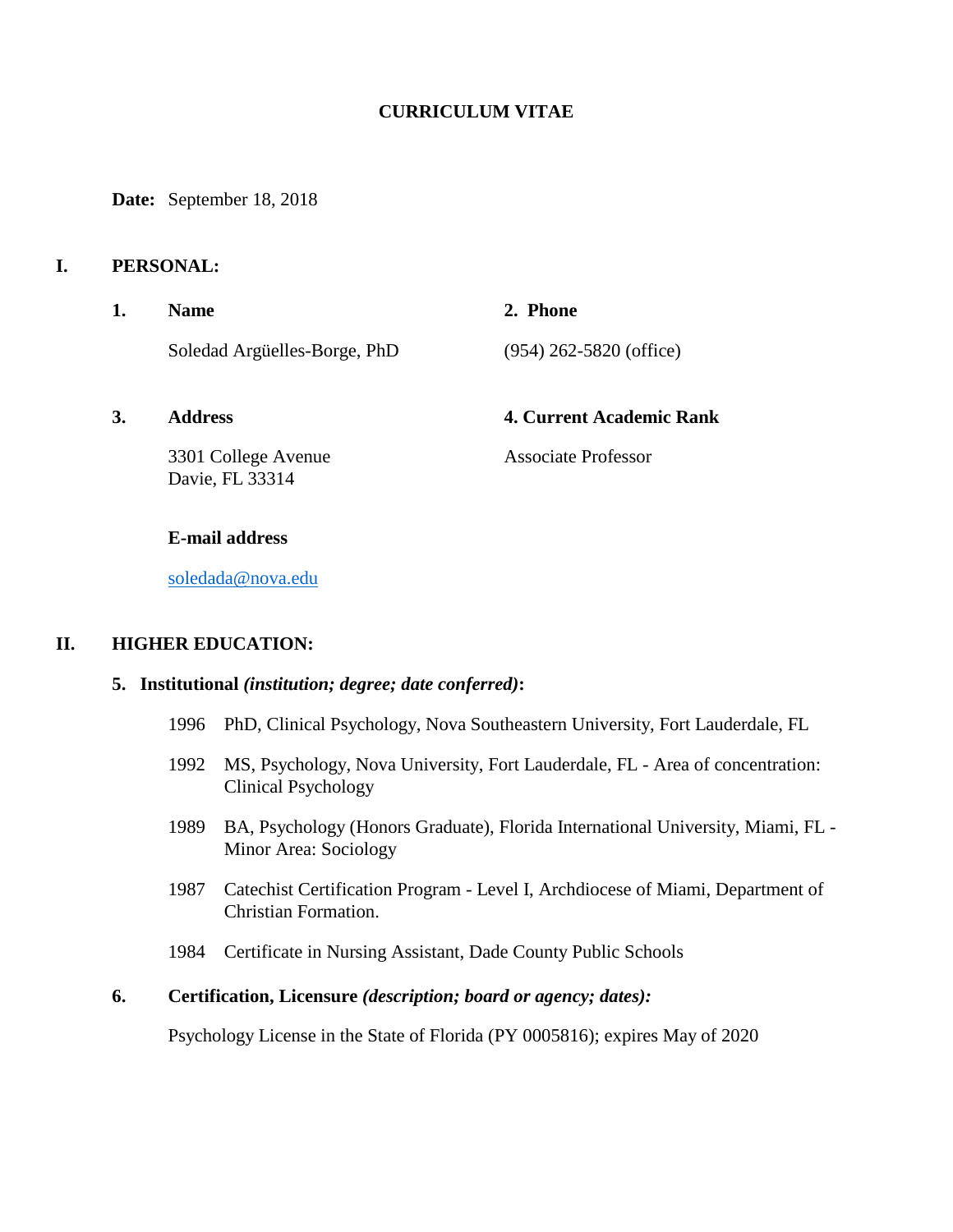# CURRICULUM VITAE

**Date:** September 18, 2018

## I. PERSONAL:

**1. Name**

Soledad Argüelles-Borge, PhD

**2. Phone**

(954) 262-5820 (office)

**3. Address**

3301 College Avenue
Davie, FL 33314

**4. Current Academic Rank**

Associate Professor

**E-mail address**

soledada@nova.edu

## II. HIGHER EDUCATION:

**5. Institutional *(institution; degree; date conferred)*:**

1996 PhD, Clinical Psychology, Nova Southeastern University, Fort Lauderdale, FL

1992 MS, Psychology, Nova University, Fort Lauderdale, FL - Area of concentration: Clinical Psychology

1989 BA, Psychology (Honors Graduate), Florida International University, Miami, FL - Minor Area: Sociology

1987 Catechist Certification Program - Level I, Archdiocese of Miami, Department of Christian Formation.

1984 Certificate in Nursing Assistant, Dade County Public Schools

**6. Certification, Licensure *(description; board or agency; dates):***

Psychology License in the State of Florida (PY 0005816); expires May of 2020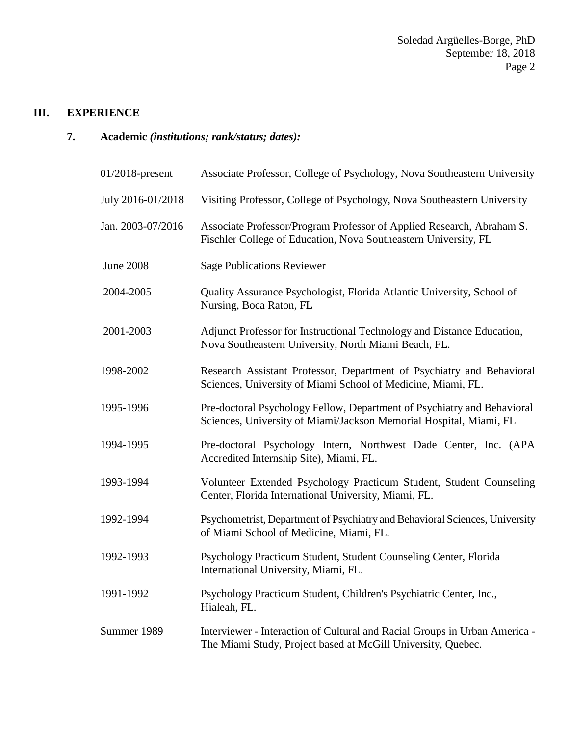## III. EXPERIENCE

### 7. Academic *(institutions; rank/status; dates):*

| | |
|---|---|
| 01/2018-present | Associate Professor, College of Psychology, Nova Southeastern University |
| July 2016-01/2018 | Visiting Professor, College of Psychology, Nova Southeastern University |
| Jan. 2003-07/2016 | Associate Professor/Program Professor of Applied Research, Abraham S. Fischler College of Education, Nova Southeastern University, FL |
| June 2008 | Sage Publications Reviewer |
| 2004-2005 | Quality Assurance Psychologist, Florida Atlantic University, School of Nursing, Boca Raton, FL |
| 2001-2003 | Adjunct Professor for Instructional Technology and Distance Education, Nova Southeastern University, North Miami Beach, FL. |
| 1998-2002 | Research Assistant Professor, Department of Psychiatry and Behavioral Sciences, University of Miami School of Medicine, Miami, FL. |
| 1995-1996 | Pre-doctoral Psychology Fellow, Department of Psychiatry and Behavioral Sciences, University of Miami/Jackson Memorial Hospital, Miami, FL |
| 1994-1995 | Pre-doctoral Psychology Intern, Northwest Dade Center, Inc. (APA Accredited Internship Site), Miami, FL. |
| 1993-1994 | Volunteer Extended Psychology Practicum Student, Student Counseling Center, Florida International University, Miami, FL. |
| 1992-1994 | Psychometrist, Department of Psychiatry and Behavioral Sciences, University of Miami School of Medicine, Miami, FL. |
| 1992-1993 | Psychology Practicum Student, Student Counseling Center, Florida International University, Miami, FL. |
| 1991-1992 | Psychology Practicum Student, Children's Psychiatric Center, Inc., Hialeah, FL. |
| Summer 1989 | Interviewer - Interaction of Cultural and Racial Groups in Urban America - The Miami Study, Project based at McGill University, Quebec. |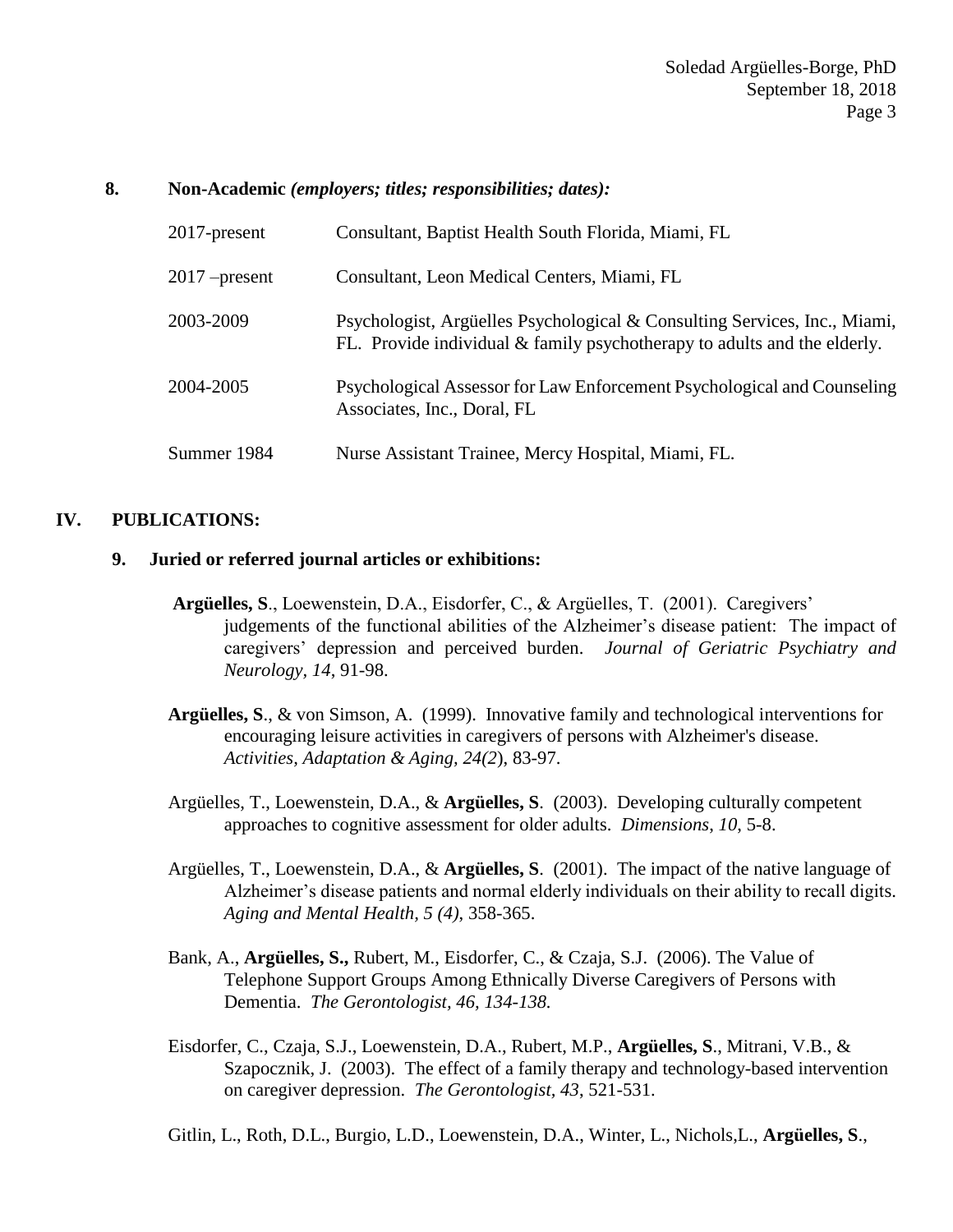**8. Non-Academic** ***(employers; titles; responsibilities; dates):***

| | |
|---|---|
| 2017-present | Consultant, Baptist Health South Florida, Miami, FL |
| 2017 –present | Consultant, Leon Medical Centers, Miami, FL |
| 2003-2009 | Psychologist, Argüelles Psychological & Consulting Services, Inc., Miami, FL. Provide individual & family psychotherapy to adults and the elderly. |
| 2004-2005 | Psychological Assessor for Law Enforcement Psychological and Counseling Associates, Inc., Doral, FL |
| Summer 1984 | Nurse Assistant Trainee, Mercy Hospital, Miami, FL. |

## IV. PUBLICATIONS:

### 9. Juried or referred journal articles or exhibitions:

**Argüelles, S**., Loewenstein, D.A., Eisdorfer, C., & Argüelles, T. (2001). Caregivers' judgements of the functional abilities of the Alzheimer's disease patient: The impact of caregivers' depression and perceived burden. *Journal of Geriatric Psychiatry and Neurology, 14*, 91-98.

**Argüelles, S**., & von Simson, A. (1999). Innovative family and technological interventions for encouraging leisure activities in caregivers of persons with Alzheimer's disease. *Activities, Adaptation & Aging, 24(2)*, 83-97.

Argüelles, T., Loewenstein, D.A., & **Argüelles, S**. (2003). Developing culturally competent approaches to cognitive assessment for older adults. *Dimensions*, *10*, 5-8.

Argüelles, T., Loewenstein, D.A., & **Argüelles, S**. (2001). The impact of the native language of Alzheimer's disease patients and normal elderly individuals on their ability to recall digits. *Aging and Mental Health, 5 (4)*, 358-365.

Bank, A., **Argüelles, S.,** Rubert, M., Eisdorfer, C., & Czaja, S.J. (2006). The Value of Telephone Support Groups Among Ethnically Diverse Caregivers of Persons with Dementia. *The Gerontologist, 46, 134-138.*

Eisdorfer, C., Czaja, S.J., Loewenstein, D.A., Rubert, M.P., **Argüelles, S**., Mitrani, V.B., & Szapocznik, J. (2003). The effect of a family therapy and technology-based intervention on caregiver depression. *The Gerontologist*, *43*, 521-531.

Gitlin, L., Roth, D.L., Burgio, L.D., Loewenstein, D.A., Winter, L., Nichols,L., **Argüelles, S**.,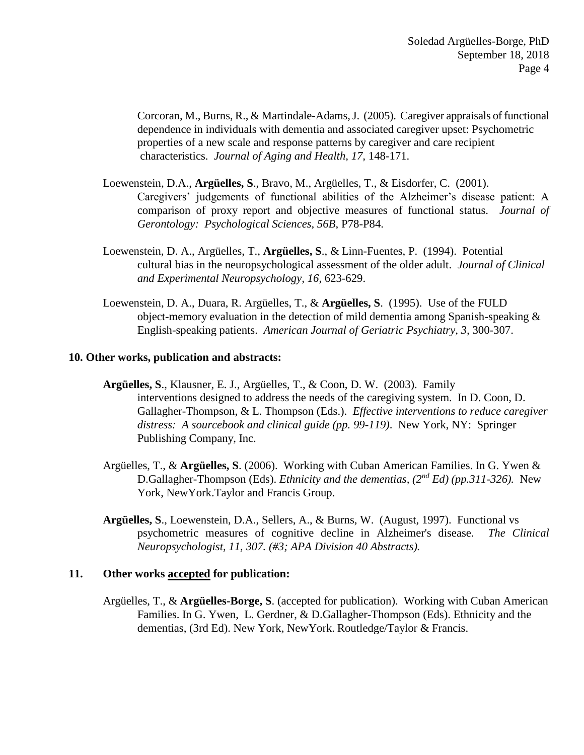Corcoran, M., Burns, R., & Martindale-Adams, J. (2005). Caregiver appraisals of functional dependence in individuals with dementia and associated caregiver upset: Psychometric properties of a new scale and response patterns by caregiver and care recipient characteristics. *Journal of Aging and Health, 17,* 148-171.

Loewenstein, D.A., **Argüelles, S**., Bravo, M., Argüelles, T., & Eisdorfer, C. (2001). Caregivers' judgements of functional abilities of the Alzheimer's disease patient: A comparison of proxy report and objective measures of functional status. *Journal of Gerontology: Psychological Sciences, 56B*, P78-P84.

Loewenstein, D. A., Argüelles, T., **Argüelles, S**., & Linn-Fuentes, P. (1994). Potential cultural bias in the neuropsychological assessment of the older adult. *Journal of Clinical and Experimental Neuropsychology, 16,* 623-629.

Loewenstein, D. A., Duara, R. Argüelles, T., & **Argüelles, S**. (1995). Use of the FULD object-memory evaluation in the detection of mild dementia among Spanish-speaking & English-speaking patients. *American Journal of Geriatric Psychiatry, 3,* 300-307.

## 10. Other works, publication and abstracts:

**Argüelles, S**., Klausner, E. J., Argüelles, T., & Coon, D. W. (2003). Family interventions designed to address the needs of the caregiving system. In D. Coon, D. Gallagher-Thompson, & L. Thompson (Eds.). *Effective interventions to reduce caregiver distress: A sourcebook and clinical guide (pp. 99-119)*. New York, NY: Springer Publishing Company, Inc.

Argüelles, T., & **Argüelles, S**. (2006). Working with Cuban American Families. In G. Ywen & D.Gallagher-Thompson (Eds). *Ethnicity and the dementias, (2nd Ed) (pp.311-326).* New York, NewYork.Taylor and Francis Group.

**Argüelles, S**., Loewenstein, D.A., Sellers, A., & Burns, W. (August, 1997). Functional vs psychometric measures of cognitive decline in Alzheimer's disease. *The Clinical Neuropsychologist, 11, 307. (#3; APA Division 40 Abstracts).*

## 11. Other works <u>accepted</u> for publication:

Argüelles, T., & **Argüelles-Borge, S**. (accepted for publication). Working with Cuban American Families. In G. Ywen, L. Gerdner, & D.Gallagher-Thompson (Eds). Ethnicity and the dementias, (3rd Ed). New York, NewYork. Routledge/Taylor & Francis.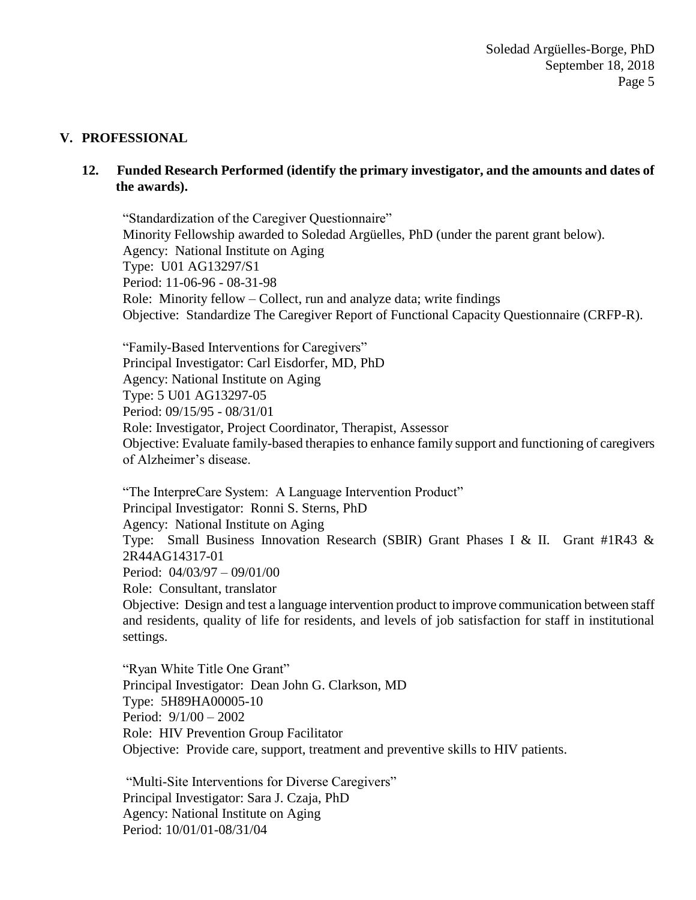## V. PROFESSIONAL

### 12. Funded Research Performed (identify the primary investigator, and the amounts and dates of the awards).

"Standardization of the Caregiver Questionnaire"
Minority Fellowship awarded to Soledad Argüelles, PhD (under the parent grant below).
Agency: National Institute on Aging
Type: U01 AG13297/S1
Period: 11-06-96 - 08-31-98
Role: Minority fellow – Collect, run and analyze data; write findings
Objective: Standardize The Caregiver Report of Functional Capacity Questionnaire (CRFP-R).

"Family-Based Interventions for Caregivers"
Principal Investigator: Carl Eisdorfer, MD, PhD
Agency: National Institute on Aging
Type: 5 U01 AG13297-05
Period: 09/15/95 - 08/31/01
Role: Investigator, Project Coordinator, Therapist, Assessor
Objective: Evaluate family-based therapies to enhance family support and functioning of caregivers of Alzheimer's disease.

"The InterpreCare System: A Language Intervention Product"
Principal Investigator: Ronni S. Sterns, PhD
Agency: National Institute on Aging
Type: Small Business Innovation Research (SBIR) Grant Phases I & II. Grant #1R43 & 2R44AG14317-01
Period: 04/03/97 – 09/01/00
Role: Consultant, translator
Objective: Design and test a language intervention product to improve communication between staff and residents, quality of life for residents, and levels of job satisfaction for staff in institutional settings.

"Ryan White Title One Grant"
Principal Investigator: Dean John G. Clarkson, MD
Type: 5H89HA00005-10
Period: 9/1/00 – 2002
Role: HIV Prevention Group Facilitator
Objective: Provide care, support, treatment and preventive skills to HIV patients.

"Multi-Site Interventions for Diverse Caregivers"
Principal Investigator: Sara J. Czaja, PhD
Agency: National Institute on Aging
Period: 10/01/01-08/31/04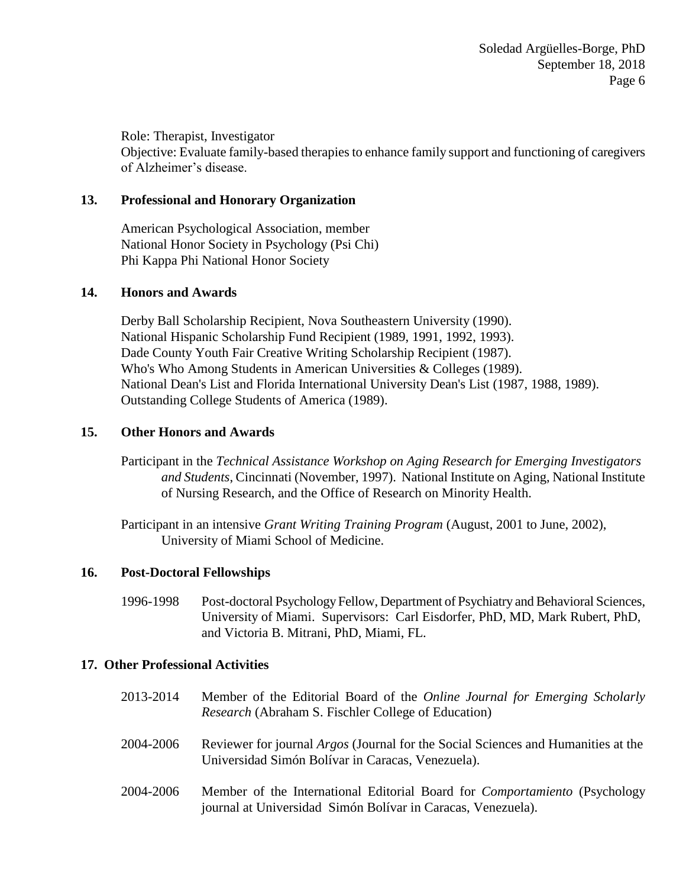Role: Therapist, Investigator
Objective: Evaluate family-based therapies to enhance family support and functioning of caregivers of Alzheimer's disease.

## 13. Professional and Honorary Organization

American Psychological Association, member
National Honor Society in Psychology (Psi Chi)
Phi Kappa Phi National Honor Society

## 14. Honors and Awards

Derby Ball Scholarship Recipient, Nova Southeastern University (1990).
National Hispanic Scholarship Fund Recipient (1989, 1991, 1992, 1993).
Dade County Youth Fair Creative Writing Scholarship Recipient (1987).
Who's Who Among Students in American Universities & Colleges (1989).
National Dean's List and Florida International University Dean's List (1987, 1988, 1989).
Outstanding College Students of America (1989).

## 15. Other Honors and Awards

Participant in the *Technical Assistance Workshop on Aging Research for Emerging Investigators and Students*, Cincinnati (November, 1997). National Institute on Aging, National Institute of Nursing Research, and the Office of Research on Minority Health.

Participant in an intensive *Grant Writing Training Program* (August, 2001 to June, 2002), University of Miami School of Medicine.

## 16. Post-Doctoral Fellowships

1996-1998 Post-doctoral Psychology Fellow, Department of Psychiatry and Behavioral Sciences, University of Miami. Supervisors: Carl Eisdorfer, PhD, MD, Mark Rubert, PhD, and Victoria B. Mitrani, PhD, Miami, FL.

## 17. Other Professional Activities

2013-2014 Member of the Editorial Board of the *Online Journal for Emerging Scholarly Research* (Abraham S. Fischler College of Education)

2004-2006 Reviewer for journal *Argos* (Journal for the Social Sciences and Humanities at the Universidad Simón Bolívar in Caracas, Venezuela).

2004-2006 Member of the International Editorial Board for *Comportamiento* (Psychology journal at Universidad Simón Bolívar in Caracas, Venezuela).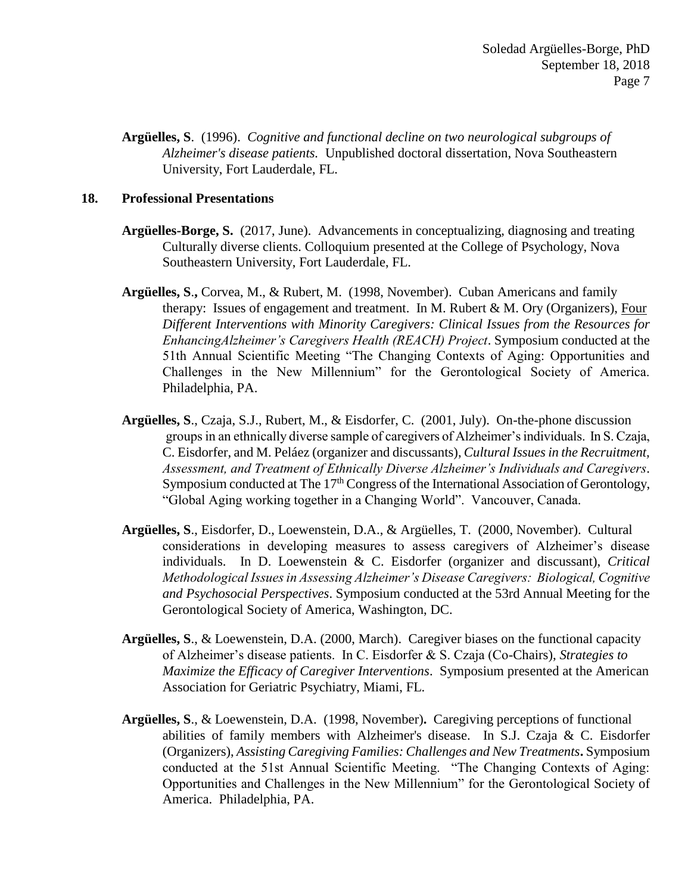**Argüelles, S**. (1996). *Cognitive and functional decline on two neurological subgroups of Alzheimer's disease patients.* Unpublished doctoral dissertation, Nova Southeastern University, Fort Lauderdale, FL.

## 18. Professional Presentations

**Argüelles-Borge, S.** (2017, June). Advancements in conceptualizing, diagnosing and treating Culturally diverse clients. Colloquium presented at the College of Psychology, Nova Southeastern University, Fort Lauderdale, FL.

**Argüelles, S**., Corvea, M., & Rubert, M. (1998, November). Cuban Americans and family therapy: Issues of engagement and treatment. In M. Rubert & M. Ory (Organizers), Four *Different Interventions with Minority Caregivers: Clinical Issues from the Resources for EnhancingAlzheimer's Caregivers Health (REACH) Project*. Symposium conducted at the 51th Annual Scientific Meeting "The Changing Contexts of Aging: Opportunities and Challenges in the New Millennium" for the Gerontological Society of America. Philadelphia, PA.

**Argüelles, S**., Czaja, S.J., Rubert, M., & Eisdorfer, C. (2001, July). On-the-phone discussion groups in an ethnically diverse sample of caregivers of Alzheimer's individuals. In S. Czaja, C. Eisdorfer, and M. Peláez (organizer and discussants), *Cultural Issues in the Recruitment, Assessment, and Treatment of Ethnically Diverse Alzheimer's Individuals and Caregivers*. Symposium conducted at The 17th Congress of the International Association of Gerontology, "Global Aging working together in a Changing World". Vancouver, Canada.

**Argüelles, S**., Eisdorfer, D., Loewenstein, D.A., & Argüelles, T. (2000, November). Cultural considerations in developing measures to assess caregivers of Alzheimer's disease individuals. In D. Loewenstein & C. Eisdorfer (organizer and discussant), *Critical Methodological Issues in Assessing Alzheimer's Disease Caregivers: Biological, Cognitive and Psychosocial Perspectives*. Symposium conducted at the 53rd Annual Meeting for the Gerontological Society of America, Washington, DC.

**Argüelles, S**., & Loewenstein, D.A. (2000, March). Caregiver biases on the functional capacity of Alzheimer's disease patients. In C. Eisdorfer & S. Czaja (Co-Chairs), *Strategies to Maximize the Efficacy of Caregiver Interventions*. Symposium presented at the American Association for Geriatric Psychiatry, Miami, FL.

**Argüelles, S**., & Loewenstein, D.A. (1998, November)**.** Caregiving perceptions of functional abilities of family members with Alzheimer's disease. In S.J. Czaja & C. Eisdorfer (Organizers), *Assisting Caregiving Families: Challenges and New Treatments***.** Symposium conducted at the 51st Annual Scientific Meeting. "The Changing Contexts of Aging: Opportunities and Challenges in the New Millennium" for the Gerontological Society of America. Philadelphia, PA.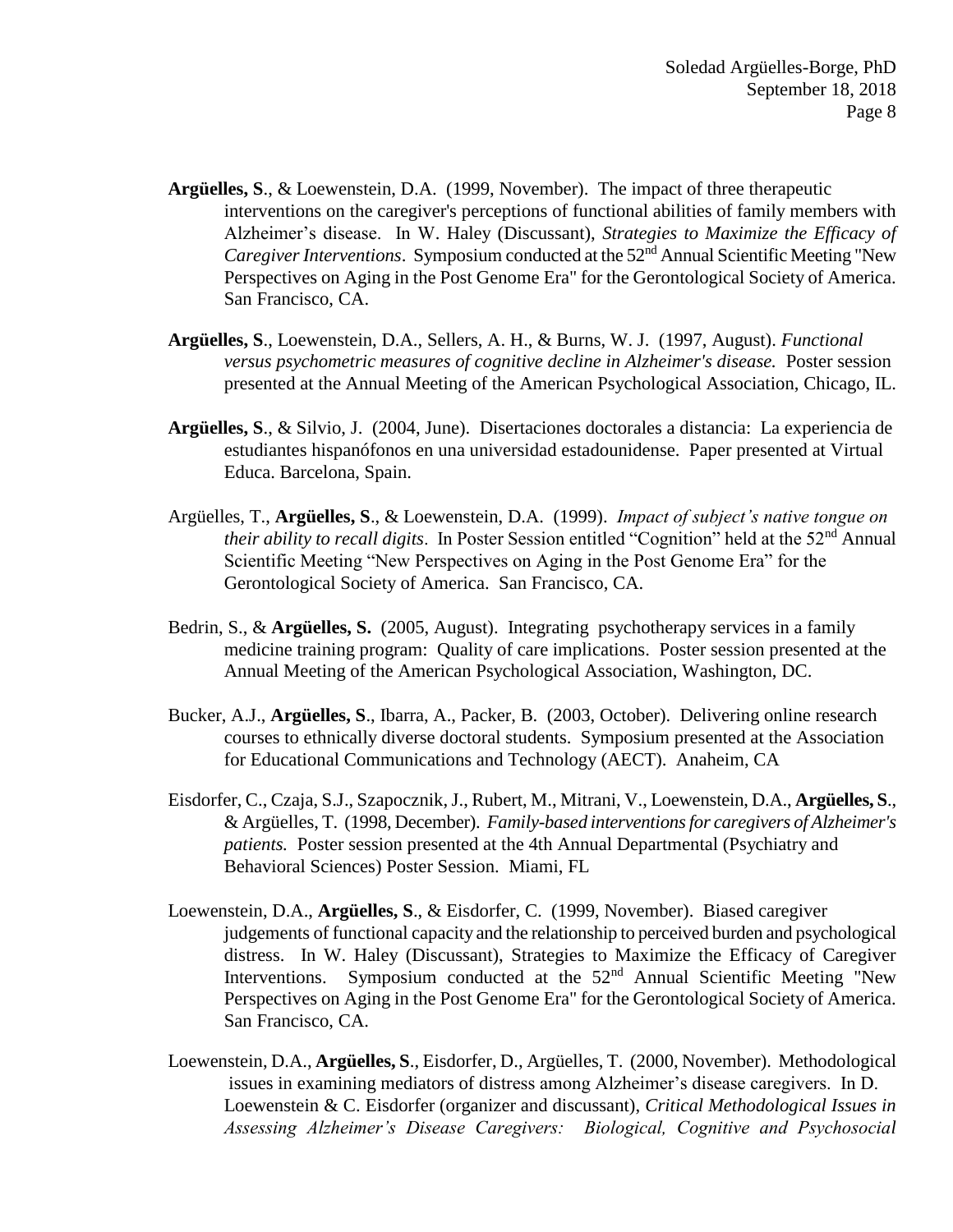**Argüelles, S**., & Loewenstein, D.A. (1999, November). The impact of three therapeutic interventions on the caregiver's perceptions of functional abilities of family members with Alzheimer's disease. In W. Haley (Discussant), *Strategies to Maximize the Efficacy of Caregiver Interventions*. Symposium conducted at the 52nd Annual Scientific Meeting "New Perspectives on Aging in the Post Genome Era" for the Gerontological Society of America. San Francisco, CA.

**Argüelles, S**., Loewenstein, D.A., Sellers, A. H., & Burns, W. J. (1997, August). *Functional versus psychometric measures of cognitive decline in Alzheimer's disease.* Poster session presented at the Annual Meeting of the American Psychological Association, Chicago, IL.

**Argüelles, S**., & Silvio, J. (2004, June). Disertaciones doctorales a distancia: La experiencia de estudiantes hispanófonos en una universidad estadounidense. Paper presented at Virtual Educa. Barcelona, Spain.

Argüelles, T., **Argüelles, S**., & Loewenstein, D.A. (1999). *Impact of subject's native tongue on their ability to recall digits*. In Poster Session entitled "Cognition" held at the 52nd Annual Scientific Meeting "New Perspectives on Aging in the Post Genome Era" for the Gerontological Society of America. San Francisco, CA.

Bedrin, S., & **Argüelles, S.** (2005, August). Integrating psychotherapy services in a family medicine training program: Quality of care implications. Poster session presented at the Annual Meeting of the American Psychological Association, Washington, DC.

Bucker, A.J., **Argüelles, S**., Ibarra, A., Packer, B. (2003, October). Delivering online research courses to ethnically diverse doctoral students. Symposium presented at the Association for Educational Communications and Technology (AECT). Anaheim, CA

Eisdorfer, C., Czaja, S.J., Szapocznik, J., Rubert, M., Mitrani, V., Loewenstein, D.A., **Argüelles, S**., & Argüelles, T. (1998, December). *Family-based interventions for caregivers of Alzheimer's patients.* Poster session presented at the 4th Annual Departmental (Psychiatry and Behavioral Sciences) Poster Session. Miami, FL

Loewenstein, D.A., **Argüelles, S**., & Eisdorfer, C. (1999, November). Biased caregiver judgements of functional capacity and the relationship to perceived burden and psychological distress. In W. Haley (Discussant), Strategies to Maximize the Efficacy of Caregiver Interventions. Symposium conducted at the 52nd Annual Scientific Meeting "New Perspectives on Aging in the Post Genome Era" for the Gerontological Society of America. San Francisco, CA.

Loewenstein, D.A., **Argüelles, S**., Eisdorfer, D., Argüelles, T. (2000, November). Methodological issues in examining mediators of distress among Alzheimer's disease caregivers. In D. Loewenstein & C. Eisdorfer (organizer and discussant), *Critical Methodological Issues in Assessing Alzheimer's Disease Caregivers: Biological, Cognitive and Psychosocial*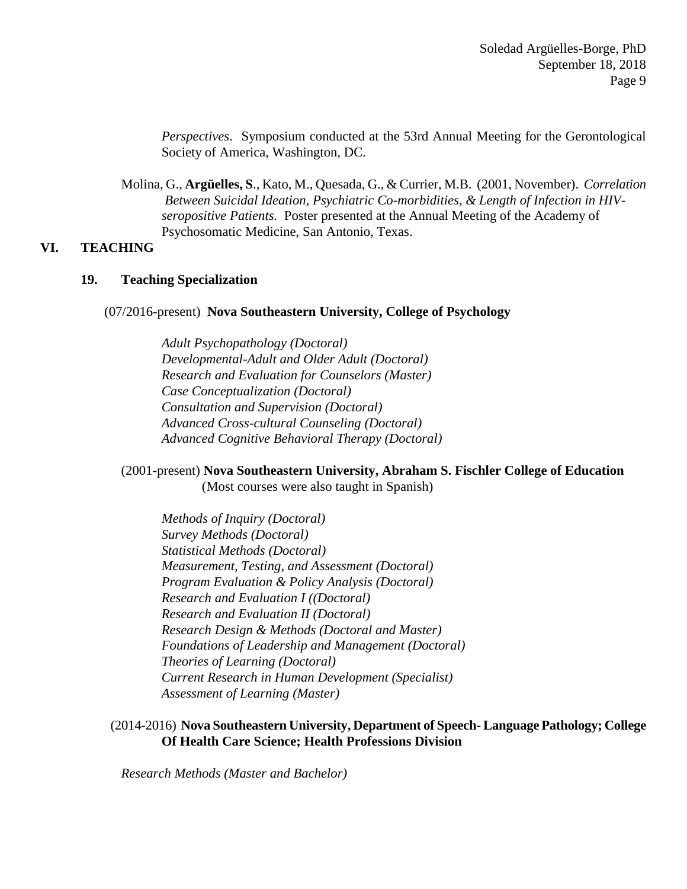*Perspectives*. Symposium conducted at the 53rd Annual Meeting for the Gerontological Society of America, Washington, DC.

Molina, G., **Argüelles, S**., Kato, M., Quesada, G., & Currier, M.B. (2001, November). *Correlation Between Suicidal Ideation, Psychiatric Co-morbidities, & Length of Infection in HIV-seropositive Patients.* Poster presented at the Annual Meeting of the Academy of Psychosomatic Medicine, San Antonio, Texas.

## VI. TEACHING

### 19. Teaching Specialization

(07/2016-present) **Nova Southeastern University, College of Psychology**

*Adult Psychopathology (Doctoral)*
*Developmental-Adult and Older Adult (Doctoral)*
*Research and Evaluation for Counselors (Master)*
*Case Conceptualization (Doctoral)*
*Consultation and Supervision (Doctoral)*
*Advanced Cross-cultural Counseling (Doctoral)*
*Advanced Cognitive Behavioral Therapy (Doctoral)*

(2001-present) **Nova Southeastern University, Abraham S. Fischler College of Education**
(Most courses were also taught in Spanish)

*Methods of Inquiry (Doctoral)*
*Survey Methods (Doctoral)*
*Statistical Methods (Doctoral)*
*Measurement, Testing, and Assessment (Doctoral)*
*Program Evaluation & Policy Analysis (Doctoral)*
*Research and Evaluation I ((Doctoral)*
*Research and Evaluation II (Doctoral)*
*Research Design & Methods (Doctoral and Master)*
*Foundations of Leadership and Management (Doctoral)*
*Theories of Learning (Doctoral)*
*Current Research in Human Development (Specialist)*
*Assessment of Learning (Master)*

(2014-2016) **Nova Southeastern University, Department of Speech- Language Pathology; College Of Health Care Science; Health Professions Division**

*Research Methods (Master and Bachelor)*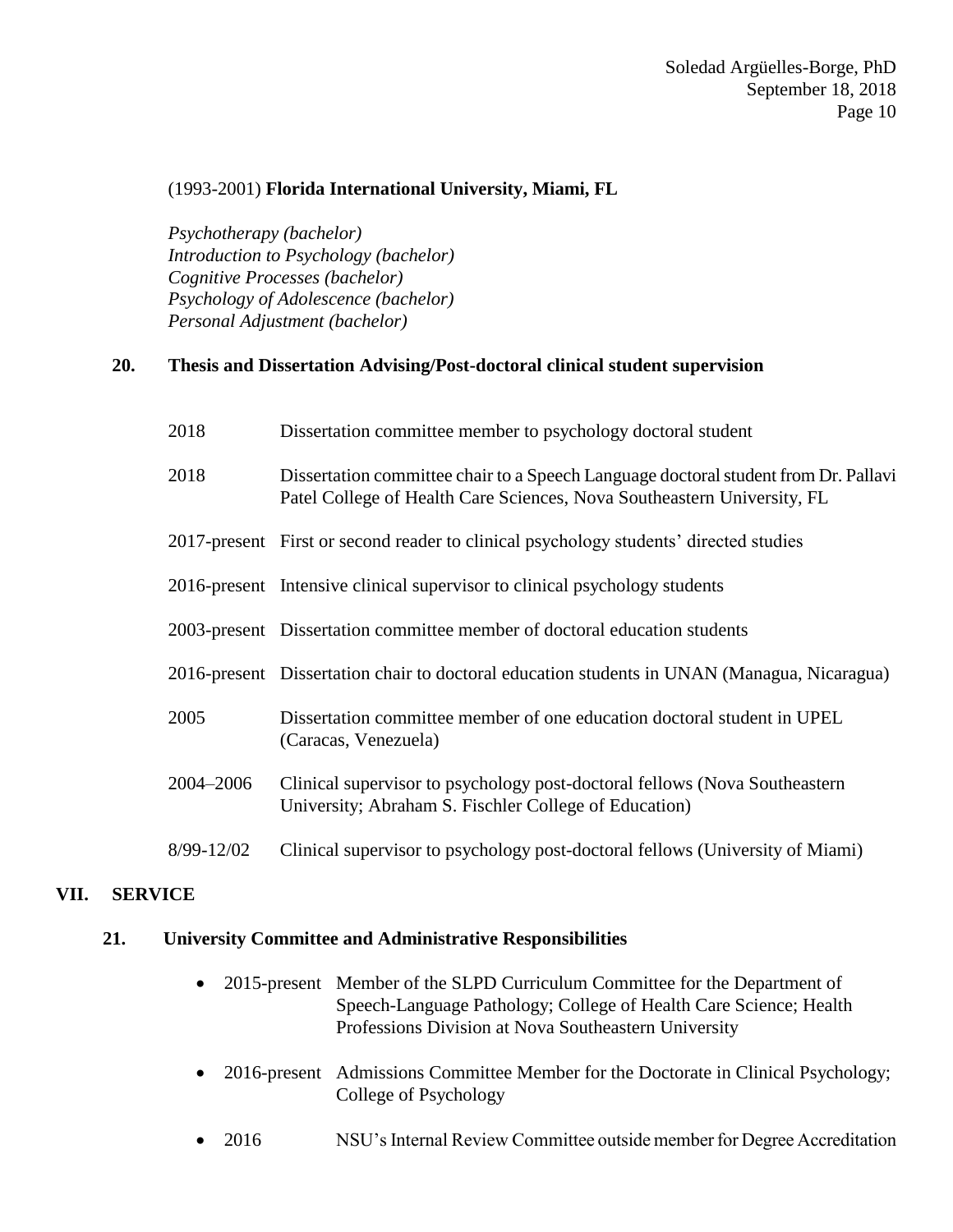(1993-2001) **Florida International University, Miami, FL**

*Psychotherapy (bachelor)*
*Introduction to Psychology (bachelor)*
*Cognitive Processes (bachelor)*
*Psychology of Adolescence (bachelor)*
*Personal Adjustment (bachelor)*

### 20. Thesis and Dissertation Advising/Post-doctoral clinical student supervision

| | |
|---|---|
| 2018 | Dissertation committee member to psychology doctoral student |
| 2018 | Dissertation committee chair to a Speech Language doctoral student from Dr. Pallavi Patel College of Health Care Sciences, Nova Southeastern University, FL |
| 2017-present | First or second reader to clinical psychology students' directed studies |
| 2016-present | Intensive clinical supervisor to clinical psychology students |
| 2003-present | Dissertation committee member of doctoral education students |
| 2016-present | Dissertation chair to doctoral education students in UNAN (Managua, Nicaragua) |
| 2005 | Dissertation committee member of one education doctoral student in UPEL (Caracas, Venezuela) |
| 2004–2006 | Clinical supervisor to psychology post-doctoral fellows (Nova Southeastern University; Abraham S. Fischler College of Education) |
| 8/99-12/02 | Clinical supervisor to psychology post-doctoral fellows (University of Miami) |

## VII. SERVICE

### 21. University Committee and Administrative Responsibilities

- 2015-present Member of the SLPD Curriculum Committee for the Department of Speech-Language Pathology; College of Health Care Science; Health Professions Division at Nova Southeastern University
- 2016-present Admissions Committee Member for the Doctorate in Clinical Psychology; College of Psychology
- 2016 NSU's Internal Review Committee outside member for Degree Accreditation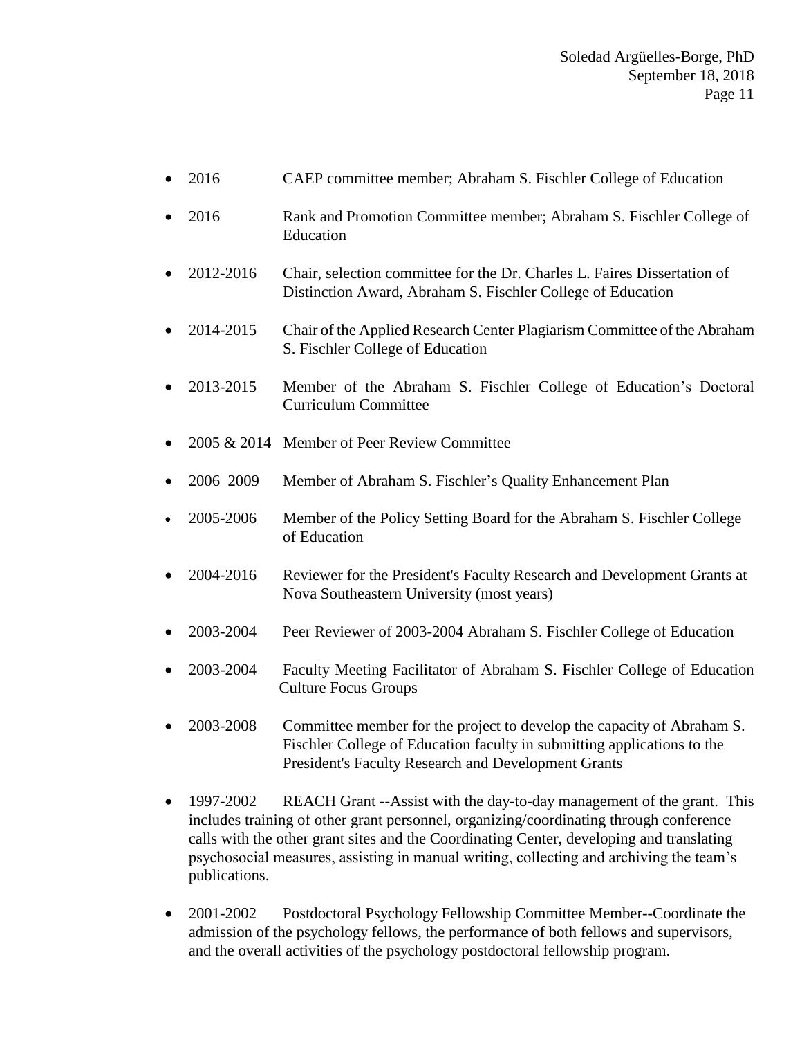- 2016 CAEP committee member; Abraham S. Fischler College of Education
- 2016 Rank and Promotion Committee member; Abraham S. Fischler College of Education
- 2012-2016 Chair, selection committee for the Dr. Charles L. Faires Dissertation of Distinction Award, Abraham S. Fischler College of Education
- 2014-2015 Chair of the Applied Research Center Plagiarism Committee of the Abraham S. Fischler College of Education
- 2013-2015 Member of the Abraham S. Fischler College of Education's Doctoral Curriculum Committee
- 2005 & 2014 Member of Peer Review Committee
- 2006–2009 Member of Abraham S. Fischler's Quality Enhancement Plan
- 2005-2006 Member of the Policy Setting Board for the Abraham S. Fischler College of Education
- 2004-2016 Reviewer for the President's Faculty Research and Development Grants at Nova Southeastern University (most years)
- 2003-2004 Peer Reviewer of 2003-2004 Abraham S. Fischler College of Education
- 2003-2004 Faculty Meeting Facilitator of Abraham S. Fischler College of Education Culture Focus Groups
- 2003-2008 Committee member for the project to develop the capacity of Abraham S. Fischler College of Education faculty in submitting applications to the President's Faculty Research and Development Grants
- 1997-2002 REACH Grant --Assist with the day-to-day management of the grant. This includes training of other grant personnel, organizing/coordinating through conference calls with the other grant sites and the Coordinating Center, developing and translating psychosocial measures, assisting in manual writing, collecting and archiving the team's publications.
- 2001-2002 Postdoctoral Psychology Fellowship Committee Member--Coordinate the admission of the psychology fellows, the performance of both fellows and supervisors, and the overall activities of the psychology postdoctoral fellowship program.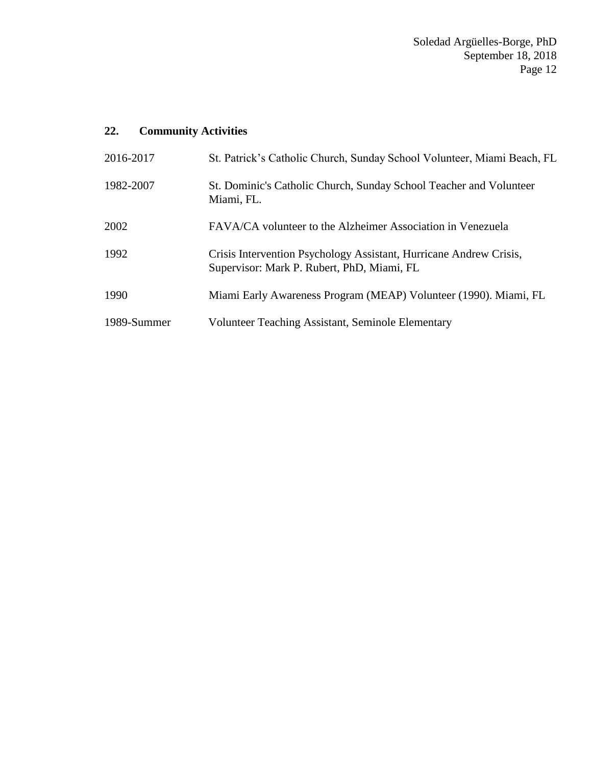## 22. Community Activities

| | |
|---|---|
| 2016-2017 | St. Patrick's Catholic Church, Sunday School Volunteer, Miami Beach, FL |
| 1982-2007 | St. Dominic's Catholic Church, Sunday School Teacher and Volunteer Miami, FL. |
| 2002 | FAVA/CA volunteer to the Alzheimer Association in Venezuela |
| 1992 | Crisis Intervention Psychology Assistant, Hurricane Andrew Crisis, Supervisor: Mark P. Rubert, PhD, Miami, FL |
| 1990 | Miami Early Awareness Program (MEAP) Volunteer (1990). Miami, FL |
| 1989-Summer | Volunteer Teaching Assistant, Seminole Elementary |